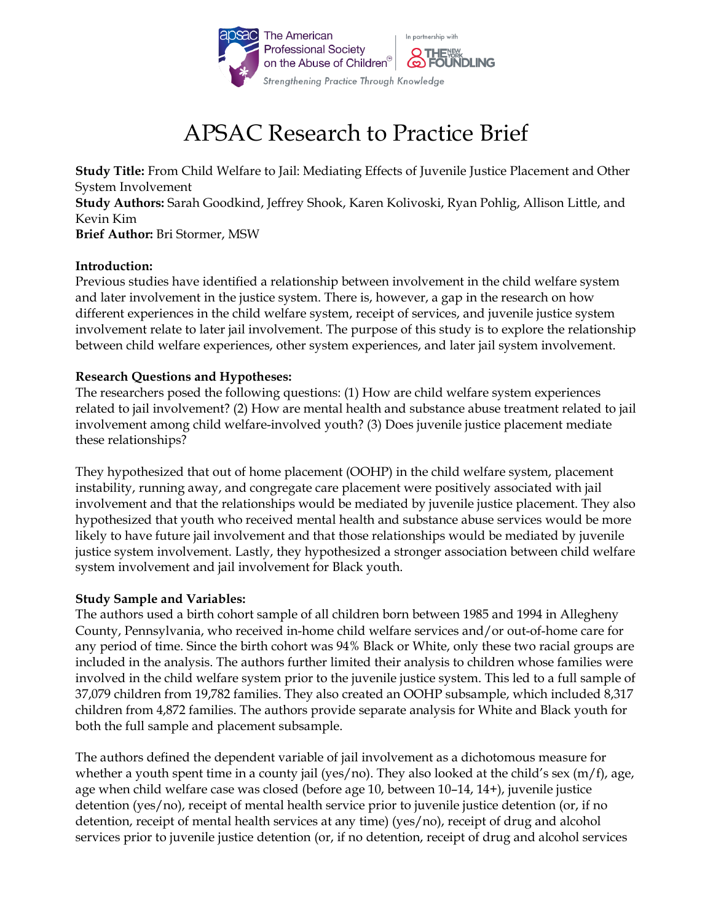# APSAC Research to Practice Brief

**Study Title:** From Child Welfare to Jail: Mediating Effects of Juvenile Justice Placement and Other System Involvement
**Study Authors:** Sarah Goodkind, Jeffrey Shook, Karen Kolivoski, Ryan Pohlig, Allison Little, and Kevin Kim
**Brief Author:** Bri Stormer, MSW

**Introduction:**
Previous studies have identified a relationship between involvement in the child welfare system and later involvement in the justice system. There is, however, a gap in the research on how different experiences in the child welfare system, receipt of services, and juvenile justice system involvement relate to later jail involvement. The purpose of this study is to explore the relationship between child welfare experiences, other system experiences, and later jail system involvement.

**Research Questions and Hypotheses:**
The researchers posed the following questions: (1) How are child welfare system experiences related to jail involvement? (2) How are mental health and substance abuse treatment related to jail involvement among child welfare-involved youth? (3) Does juvenile justice placement mediate these relationships?

They hypothesized that out of home placement (OOHP) in the child welfare system, placement instability, running away, and congregate care placement were positively associated with jail involvement and that the relationships would be mediated by juvenile justice placement. They also hypothesized that youth who received mental health and substance abuse services would be more likely to have future jail involvement and that those relationships would be mediated by juvenile justice system involvement. Lastly, they hypothesized a stronger association between child welfare system involvement and jail involvement for Black youth.

**Study Sample and Variables:**
The authors used a birth cohort sample of all children born between 1985 and 1994 in Allegheny County, Pennsylvania, who received in-home child welfare services and/or out-of-home care for any period of time. Since the birth cohort was 94% Black or White, only these two racial groups are included in the analysis. The authors further limited their analysis to children whose families were involved in the child welfare system prior to the juvenile justice system. This led to a full sample of 37,079 children from 19,782 families. They also created an OOHP subsample, which included 8,317 children from 4,872 families. The authors provide separate analysis for White and Black youth for both the full sample and placement subsample.

The authors defined the dependent variable of jail involvement as a dichotomous measure for whether a youth spent time in a county jail (yes/no). They also looked at the child's sex (m/f), age, age when child welfare case was closed (before age 10, between 10–14, 14+), juvenile justice detention (yes/no), receipt of mental health service prior to juvenile justice detention (or, if no detention, receipt of mental health services at any time) (yes/no), receipt of drug and alcohol services prior to juvenile justice detention (or, if no detention, receipt of drug and alcohol services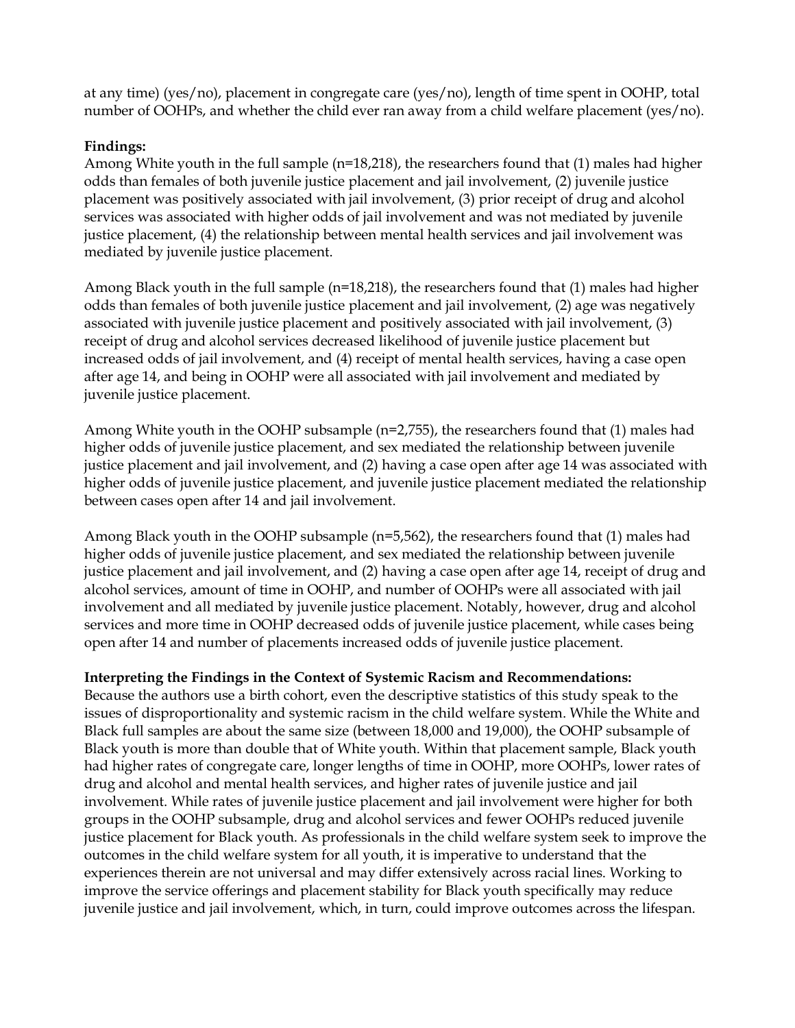at any time) (yes/no), placement in congregate care (yes/no), length of time spent in OOHP, total number of OOHPs, and whether the child ever ran away from a child welfare placement (yes/no).

**Findings:**

Among White youth in the full sample (n=18,218), the researchers found that (1) males had higher odds than females of both juvenile justice placement and jail involvement, (2) juvenile justice placement was positively associated with jail involvement, (3) prior receipt of drug and alcohol services was associated with higher odds of jail involvement and was not mediated by juvenile justice placement, (4) the relationship between mental health services and jail involvement was mediated by juvenile justice placement.

Among Black youth in the full sample (n=18,218), the researchers found that (1) males had higher odds than females of both juvenile justice placement and jail involvement, (2) age was negatively associated with juvenile justice placement and positively associated with jail involvement, (3) receipt of drug and alcohol services decreased likelihood of juvenile justice placement but increased odds of jail involvement, and (4) receipt of mental health services, having a case open after age 14, and being in OOHP were all associated with jail involvement and mediated by juvenile justice placement.

Among White youth in the OOHP subsample (n=2,755), the researchers found that (1) males had higher odds of juvenile justice placement, and sex mediated the relationship between juvenile justice placement and jail involvement, and (2) having a case open after age 14 was associated with higher odds of juvenile justice placement, and juvenile justice placement mediated the relationship between cases open after 14 and jail involvement.

Among Black youth in the OOHP subsample (n=5,562), the researchers found that (1) males had higher odds of juvenile justice placement, and sex mediated the relationship between juvenile justice placement and jail involvement, and (2) having a case open after age 14, receipt of drug and alcohol services, amount of time in OOHP, and number of OOHPs were all associated with jail involvement and all mediated by juvenile justice placement. Notably, however, drug and alcohol services and more time in OOHP decreased odds of juvenile justice placement, while cases being open after 14 and number of placements increased odds of juvenile justice placement.

**Interpreting the Findings in the Context of Systemic Racism and Recommendations:**

Because the authors use a birth cohort, even the descriptive statistics of this study speak to the issues of disproportionality and systemic racism in the child welfare system. While the White and Black full samples are about the same size (between 18,000 and 19,000), the OOHP subsample of Black youth is more than double that of White youth. Within that placement sample, Black youth had higher rates of congregate care, longer lengths of time in OOHP, more OOHPs, lower rates of drug and alcohol and mental health services, and higher rates of juvenile justice and jail involvement. While rates of juvenile justice placement and jail involvement were higher for both groups in the OOHP subsample, drug and alcohol services and fewer OOHPs reduced juvenile justice placement for Black youth. As professionals in the child welfare system seek to improve the outcomes in the child welfare system for all youth, it is imperative to understand that the experiences therein are not universal and may differ extensively across racial lines. Working to improve the service offerings and placement stability for Black youth specifically may reduce juvenile justice and jail involvement, which, in turn, could improve outcomes across the lifespan.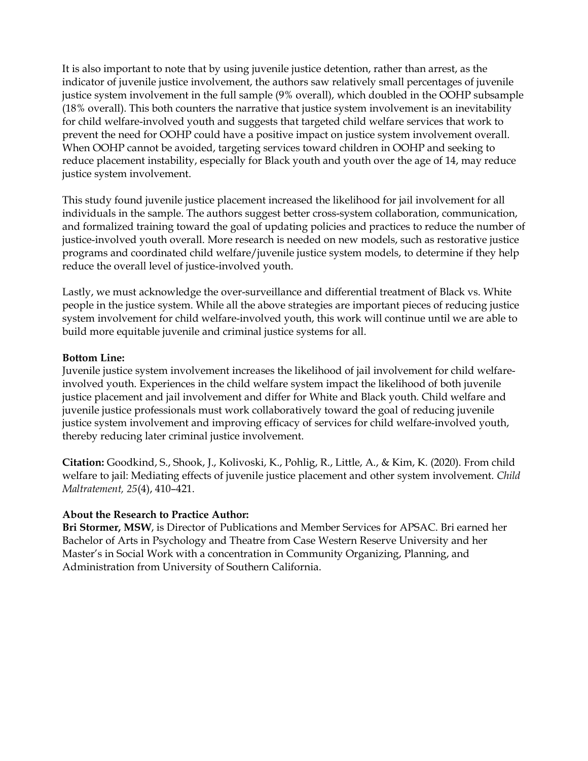It is also important to note that by using juvenile justice detention, rather than arrest, as the indicator of juvenile justice involvement, the authors saw relatively small percentages of juvenile justice system involvement in the full sample (9% overall), which doubled in the OOHP subsample (18% overall). This both counters the narrative that justice system involvement is an inevitability for child welfare-involved youth and suggests that targeted child welfare services that work to prevent the need for OOHP could have a positive impact on justice system involvement overall. When OOHP cannot be avoided, targeting services toward children in OOHP and seeking to reduce placement instability, especially for Black youth and youth over the age of 14, may reduce justice system involvement.

This study found juvenile justice placement increased the likelihood for jail involvement for all individuals in the sample. The authors suggest better cross-system collaboration, communication, and formalized training toward the goal of updating policies and practices to reduce the number of justice-involved youth overall. More research is needed on new models, such as restorative justice programs and coordinated child welfare/juvenile justice system models, to determine if they help reduce the overall level of justice-involved youth.

Lastly, we must acknowledge the over-surveillance and differential treatment of Black vs. White people in the justice system. While all the above strategies are important pieces of reducing justice system involvement for child welfare-involved youth, this work will continue until we are able to build more equitable juvenile and criminal justice systems for all.

**Bottom Line:**
Juvenile justice system involvement increases the likelihood of jail involvement for child welfare-involved youth. Experiences in the child welfare system impact the likelihood of both juvenile justice placement and jail involvement and differ for White and Black youth. Child welfare and juvenile justice professionals must work collaboratively toward the goal of reducing juvenile justice system involvement and improving efficacy of services for child welfare-involved youth, thereby reducing later criminal justice involvement.

**Citation:** Goodkind, S., Shook, J., Kolivoski, K., Pohlig, R., Little, A., & Kim, K. (2020). From child welfare to jail: Mediating effects of juvenile justice placement and other system involvement. *Child Maltratement, 25*(4), 410–421.

**About the Research to Practice Author:**
**Bri Stormer, MSW**, is Director of Publications and Member Services for APSAC. Bri earned her Bachelor of Arts in Psychology and Theatre from Case Western Reserve University and her Master's in Social Work with a concentration in Community Organizing, Planning, and Administration from University of Southern California.